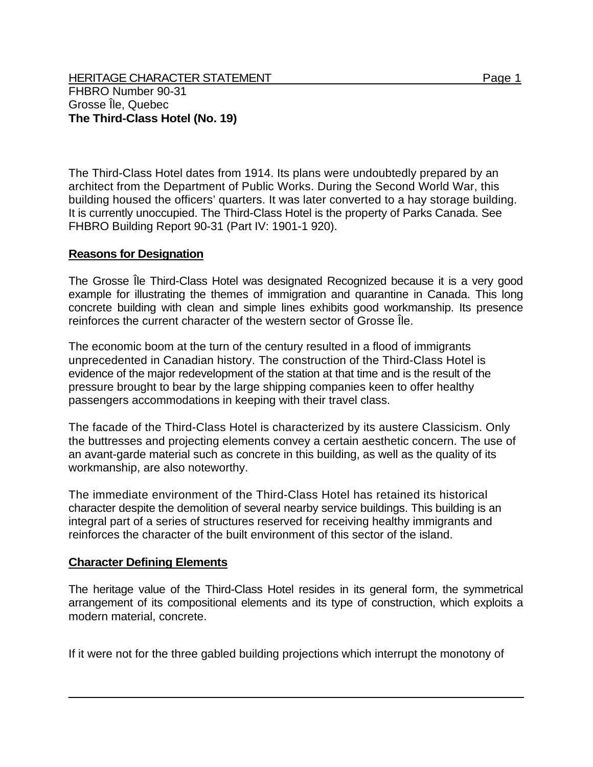HERITAGE CHARACTER STATEMENT

FHBRO Number 90-31
Grosse Île, Quebec
**The Third-Class Hotel (No. 19)**

The Third-Class Hotel dates from 1914. Its plans were undoubtedly prepared by an architect from the Department of Public Works. During the Second World War, this building housed the officers' quarters. It was later converted to a hay storage building. It is currently unoccupied. The Third-Class Hotel is the property of Parks Canada. See FHBRO Building Report 90-31 (Part IV: 1901-1 920).

**Reasons for Designation**

The Grosse Île Third-Class Hotel was designated Recognized because it is a very good example for illustrating the themes of immigration and quarantine in Canada. This long concrete building with clean and simple lines exhibits good workmanship. Its presence reinforces the current character of the western sector of Grosse Île.

The economic boom at the turn of the century resulted in a flood of immigrants unprecedented in Canadian history. The construction of the Third-Class Hotel is evidence of the major redevelopment of the station at that time and is the result of the pressure brought to bear by the large shipping companies keen to offer healthy passengers accommodations in keeping with their travel class.

The facade of the Third-Class Hotel is characterized by its austere Classicism. Only the buttresses and projecting elements convey a certain aesthetic concern. The use of an avant-garde material such as concrete in this building, as well as the quality of its workmanship, are also noteworthy.

The immediate environment of the Third-Class Hotel has retained its historical character despite the demolition of several nearby service buildings. This building is an integral part of a series of structures reserved for receiving healthy immigrants and reinforces the character of the built environment of this sector of the island.

**Character Defining Elements**

The heritage value of the Third-Class Hotel resides in its general form, the symmetrical arrangement of its compositional elements and its type of construction, which exploits a modern material, concrete.

If it were not for the three gabled building projections which interrupt the monotony of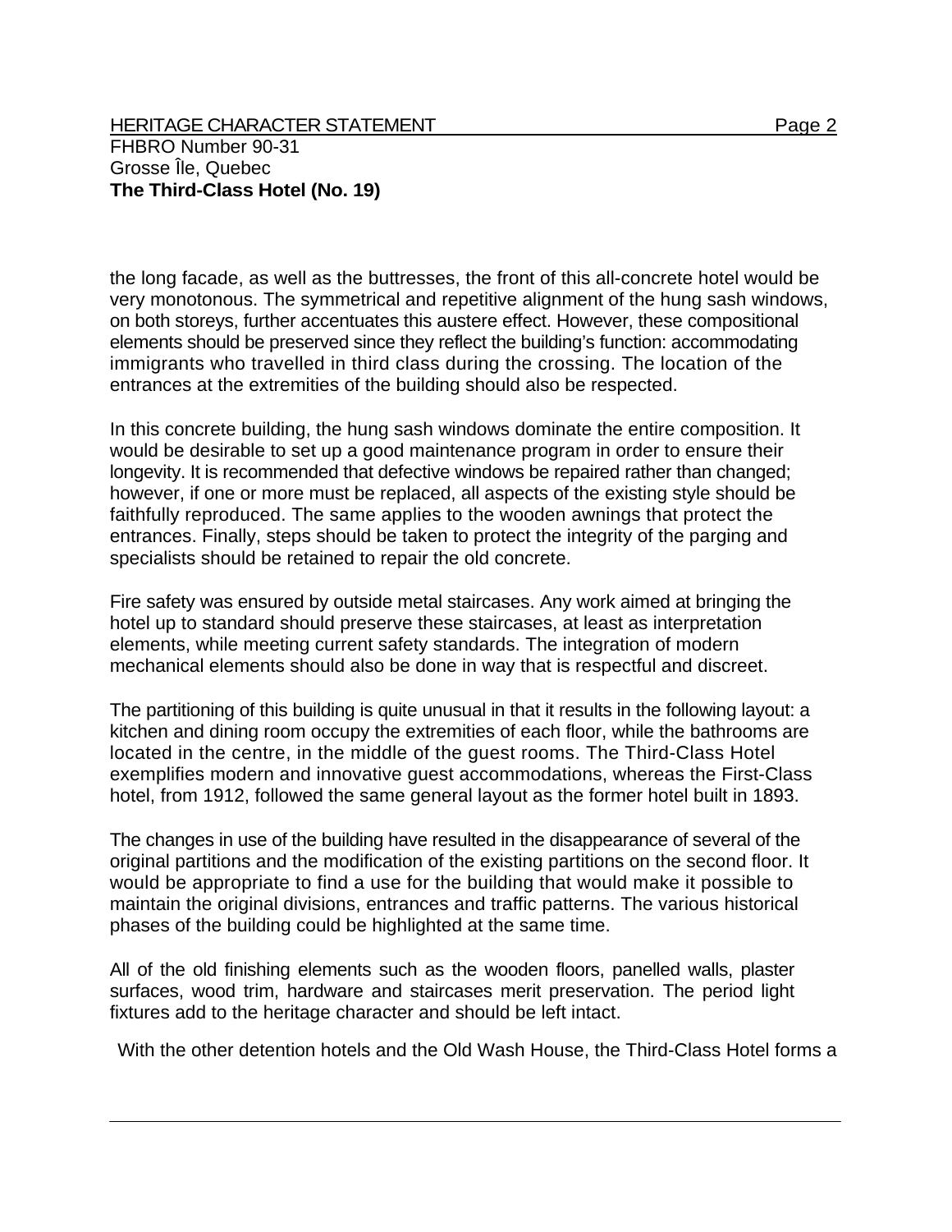the long facade, as well as the buttresses, the front of this all-concrete hotel would be very monotonous. The symmetrical and repetitive alignment of the hung sash windows, on both storeys, further accentuates this austere effect. However, these compositional elements should be preserved since they reflect the building's function: accommodating immigrants who travelled in third class during the crossing. The location of the entrances at the extremities of the building should also be respected.

In this concrete building, the hung sash windows dominate the entire composition. It would be desirable to set up a good maintenance program in order to ensure their longevity. It is recommended that defective windows be repaired rather than changed; however, if one or more must be replaced, all aspects of the existing style should be faithfully reproduced. The same applies to the wooden awnings that protect the entrances. Finally, steps should be taken to protect the integrity of the parging and specialists should be retained to repair the old concrete.

Fire safety was ensured by outside metal staircases. Any work aimed at bringing the hotel up to standard should preserve these staircases, at least as interpretation elements, while meeting current safety standards. The integration of modern mechanical elements should also be done in way that is respectful and discreet.

The partitioning of this building is quite unusual in that it results in the following layout: a kitchen and dining room occupy the extremities of each floor, while the bathrooms are located in the centre, in the middle of the guest rooms. The Third-Class Hotel exemplifies modern and innovative guest accommodations, whereas the First-Class hotel, from 1912, followed the same general layout as the former hotel built in 1893.

The changes in use of the building have resulted in the disappearance of several of the original partitions and the modification of the existing partitions on the second floor. It would be appropriate to find a use for the building that would make it possible to maintain the original divisions, entrances and traffic patterns. The various historical phases of the building could be highlighted at the same time.

All of the old finishing elements such as the wooden floors, panelled walls, plaster surfaces, wood trim, hardware and staircases merit preservation. The period light fixtures add to the heritage character and should be left intact.

With the other detention hotels and the Old Wash House, the Third-Class Hotel forms a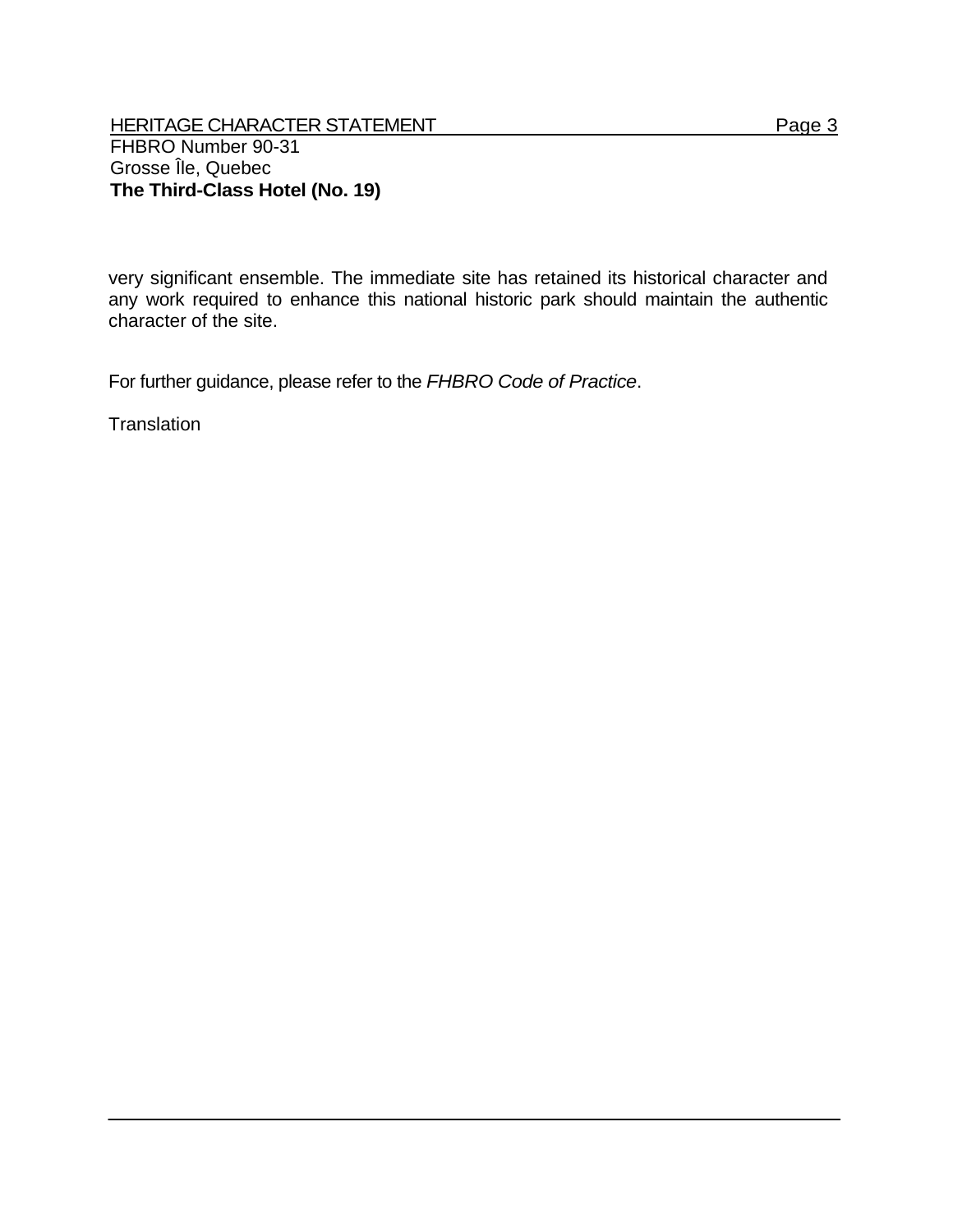very significant ensemble. The immediate site has retained its historical character and any work required to enhance this national historic park should maintain the authentic character of the site.

For further guidance, please refer to the *FHBRO Code of Practice*.

Translation